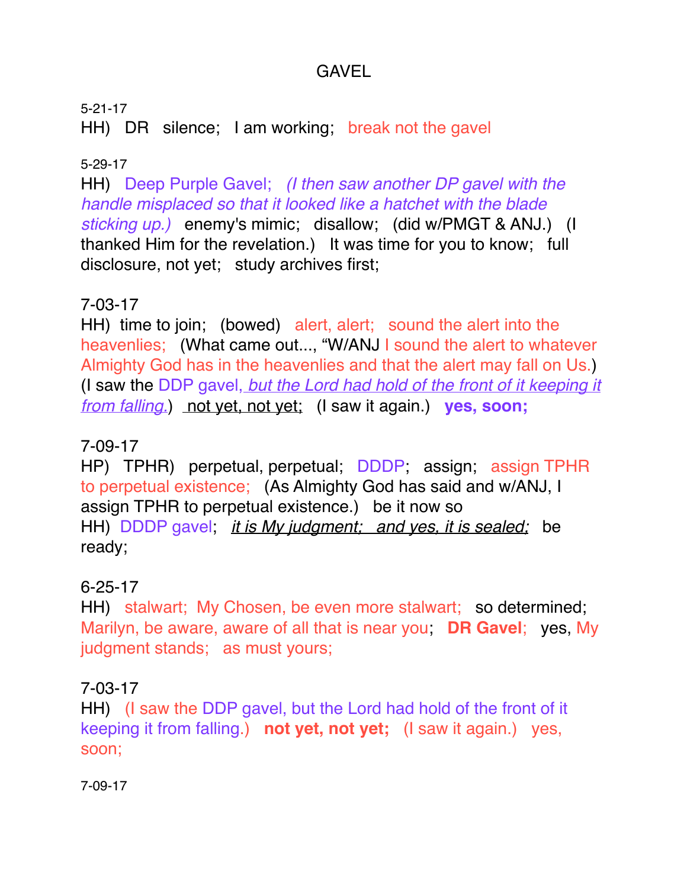# GAVEL

5-21-17

HH) DR silence; I am working; break not the gavel

5-29-17

HH) Deep Purple Gavel; *(I then saw another DP gavel with the handle misplaced so that it looked like a hatchet with the blade sticking up.)* enemy's mimic; disallow; (did w/PMGT & ANJ.) (I thanked Him for the revelation.) It was time for you to know; full disclosure, not yet; study archives first;

7-03-17

HH) time to join; (bowed) alert, alert; sound the alert into the heavenlies; (What came out..., "W/ANJ I sound the alert to whatever Almighty God has in the heavenlies and that the alert may fall on Us.) (I saw the DDP gavel, *but the Lord had hold of the front of it keeping it from falling.*) not yet, not yet; (I saw it again.) **yes, soon;**

7-09-17

HP) TPHR) perpetual, perpetual; DDDP; assign; assign TPHR to perpetual existence; (As Almighty God has said and w/ANJ, I assign TPHR to perpetual existence.) be it now so

HH) DDDP gavel; *it is My judgment; and yes, it is sealed;* be ready;

6-25-17

HH) stalwart; My Chosen, be even more stalwart; so determined; Marilyn, be aware, aware of all that is near you; **DR Gavel**; yes, My judgment stands; as must yours;

7-03-17

HH) (I saw the DDP gavel, but the Lord had hold of the front of it keeping it from falling.) **not yet, not yet;** (I saw it again.) yes, soon;

7-09-17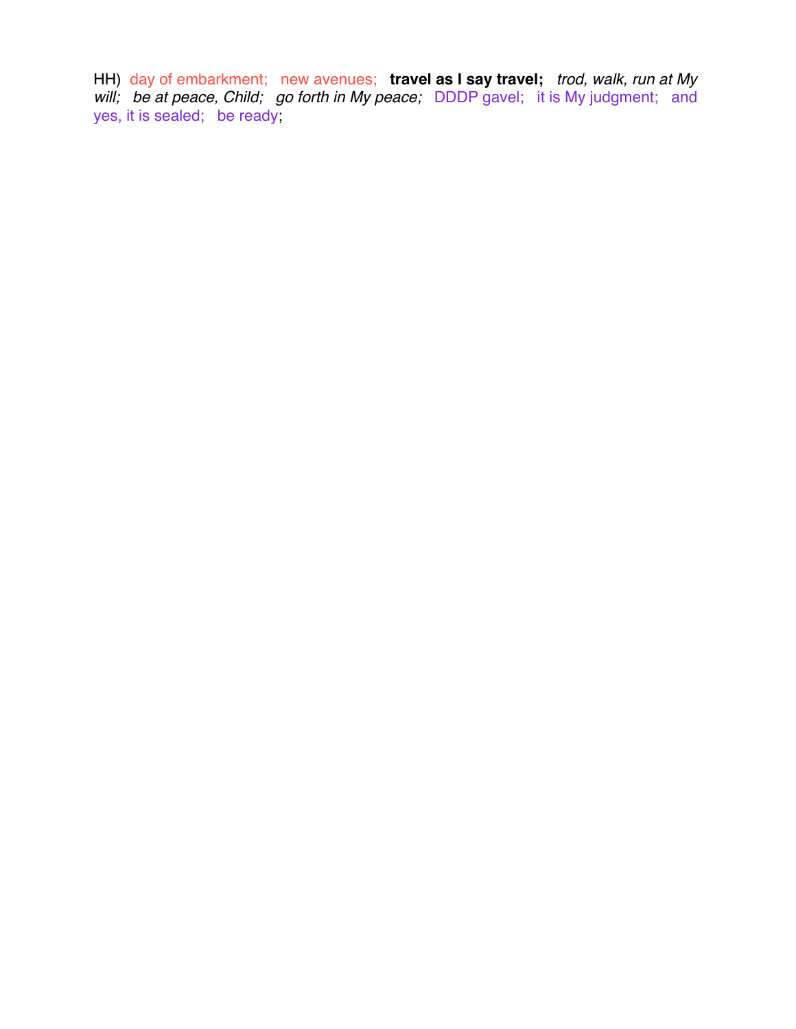HH) day of embarkment; new avenues; **travel as I say travel;** *trod, walk, run at My will; be at peace, Child; go forth in My peace;* DDDP gavel; it is My judgment; and yes, it is sealed; be ready;